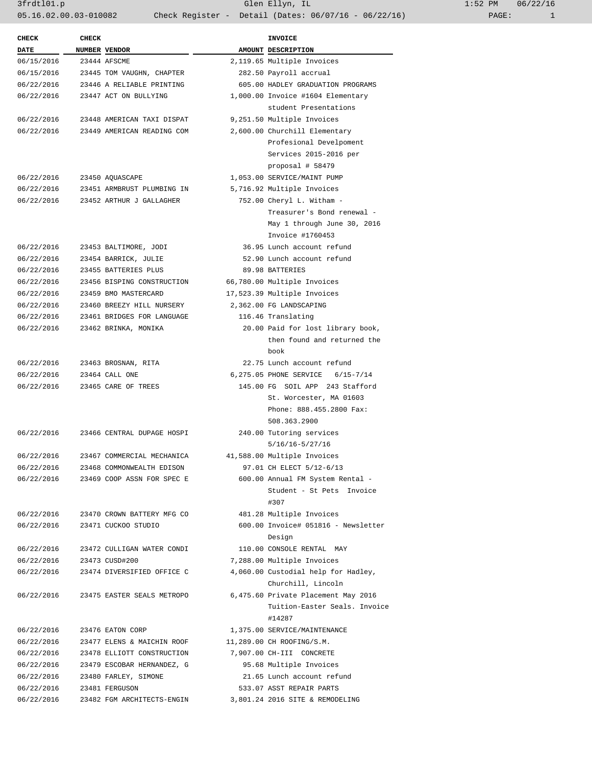| CHECK DATE | CHECK NUMBER | VENDOR | AMOUNT | INVOICE DESCRIPTION |
|---|---|---|---|---|
| 06/15/2016 | 23444 | AFSCME | 2,119.65 | Multiple Invoices |
| 06/15/2016 | 23445 | TOM VAUGHN, CHAPTER | 282.50 | Payroll accrual |
| 06/22/2016 | 23446 | A RELIABLE PRINTING | 605.00 | HADLEY GRADUATION PROGRAMS |
| 06/22/2016 | 23447 | ACT ON BULLYING | 1,000.00 | Invoice #1604 Elementary student Presentations |
| 06/22/2016 | 23448 | AMERICAN TAXI DISPAT | 9,251.50 | Multiple Invoices |
| 06/22/2016 | 23449 | AMERICAN READING COM | 2,600.00 | Churchill Elementary Profesional Develpoment Services 2015-2016 per proposal # 58479 |
| 06/22/2016 | 23450 | AQUASCAPE | 1,053.00 | SERVICE/MAINT PUMP |
| 06/22/2016 | 23451 | ARMBRUST PLUMBING IN | 5,716.92 | Multiple Invoices |
| 06/22/2016 | 23452 | ARTHUR J GALLAGHER | 752.00 | Cheryl L. Witham - Treasurer's Bond renewal - May 1 through June 30, 2016 Invoice #1760453 |
| 06/22/2016 | 23453 | BALTIMORE, JODI | 36.95 | Lunch account refund |
| 06/22/2016 | 23454 | BARRICK, JULIE | 52.90 | Lunch account refund |
| 06/22/2016 | 23455 | BATTERIES PLUS | 89.98 | BATTERIES |
| 06/22/2016 | 23456 | BISPING CONSTRUCTION | 66,780.00 | Multiple Invoices |
| 06/22/2016 | 23459 | BMO MASTERCARD | 17,523.39 | Multiple Invoices |
| 06/22/2016 | 23460 | BREEZY HILL NURSERY | 2,362.00 | FG LANDSCAPING |
| 06/22/2016 | 23461 | BRIDGES FOR LANGUAGE | 116.46 | Translating |
| 06/22/2016 | 23462 | BRINKA, MONIKA | 20.00 | Paid for lost library book, then found and returned the book |
| 06/22/2016 | 23463 | BROSNAN, RITA | 22.75 | Lunch account refund |
| 06/22/2016 | 23464 | CALL ONE | 6,275.05 | PHONE SERVICE 6/15-7/14 |
| 06/22/2016 | 23465 | CARE OF TREES | 145.00 | FG SOIL APP 243 Stafford St. Worcester, MA 01603 Phone: 888.455.2800 Fax: 508.363.2900 |
| 06/22/2016 | 23466 | CENTRAL DUPAGE HOSPI | 240.00 | Tutoring services 5/16/16-5/27/16 |
| 06/22/2016 | 23467 | COMMERCIAL MECHANICA | 41,588.00 | Multiple Invoices |
| 06/22/2016 | 23468 | COMMONWEALTH EDISON | 97.01 | CH ELECT 5/12-6/13 |
| 06/22/2016 | 23469 | COOP ASSN FOR SPEC E | 600.00 | Annual FM System Rental - Student - St Pets Invoice #307 |
| 06/22/2016 | 23470 | CROWN BATTERY MFG CO | 481.28 | Multiple Invoices |
| 06/22/2016 | 23471 | CUCKOO STUDIO | 600.00 | Invoice# 051816 - Newsletter Design |
| 06/22/2016 | 23472 | CULLIGAN WATER CONDI | 110.00 | CONSOLE RENTAL MAY |
| 06/22/2016 | 23473 | CUSD#200 | 7,288.00 | Multiple Invoices |
| 06/22/2016 | 23474 | DIVERSIFIED OFFICE C | 4,060.00 | Custodial help for Hadley, Churchill, Lincoln |
| 06/22/2016 | 23475 | EASTER SEALS METROPO | 6,475.60 | Private Placement May 2016 Tuition-Easter Seals. Invoice #14287 |
| 06/22/2016 | 23476 | EATON CORP | 1,375.00 | SERVICE/MAINTENANCE |
| 06/22/2016 | 23477 | ELENS & MAICHIN ROOF | 11,289.00 | CH ROOFING/S.M. |
| 06/22/2016 | 23478 | ELLIOTT CONSTRUCTION | 7,907.00 | CH-III CONCRETE |
| 06/22/2016 | 23479 | ESCOBAR HERNANDEZ, G | 95.68 | Multiple Invoices |
| 06/22/2016 | 23480 | FARLEY, SIMONE | 21.65 | Lunch account refund |
| 06/22/2016 | 23481 | FERGUSON | 533.07 | ASST REPAIR PARTS |
| 06/22/2016 | 23482 | FGM ARCHITECTS-ENGIN | 3,801.24 | 2016 SITE & REMODELING |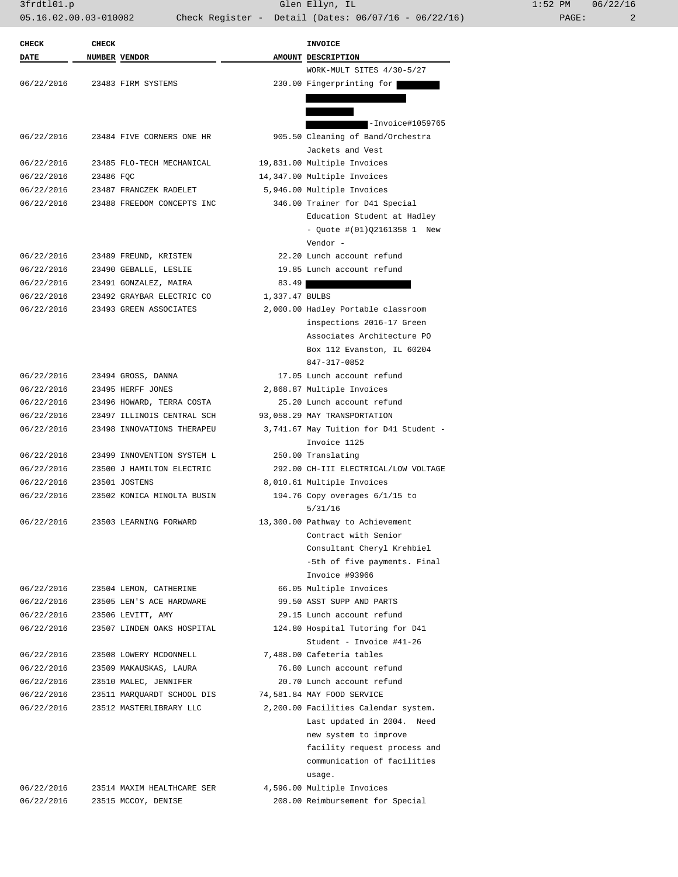| CHECK DATE | CHECK NUMBER | VENDOR | AMOUNT | INVOICE DESCRIPTION |
|---|---|---|---|---|
| | | | | WORK-MULT SITES 4/30-5/27 |
| 06/22/2016 | 23483 | FIRM SYSTEMS | 230.00 | Fingerprinting for -Invoice#1059765 |
| 06/22/2016 | 23484 | FIVE CORNERS ONE HR | 905.50 | Cleaning of Band/Orchestra Jackets and Vest |
| 06/22/2016 | 23485 | FLO-TECH MECHANICAL | 19,831.00 | Multiple Invoices |
| 06/22/2016 | 23486 | FQC | 14,347.00 | Multiple Invoices |
| 06/22/2016 | 23487 | FRANCZEK RADELET | 5,946.00 | Multiple Invoices |
| 06/22/2016 | 23488 | FREEDOM CONCEPTS INC | 346.00 | Trainer for D41 Special Education Student at Hadley - Quote #(01)Q2161358 1 New Vendor - |
| 06/22/2016 | 23489 | FREUND, KRISTEN | 22.20 | Lunch account refund |
| 06/22/2016 | 23490 | GEBALLE, LESLIE | 19.85 | Lunch account refund |
| 06/22/2016 | 23491 | GONZALEZ, MAIRA | 83.49 | |
| 06/22/2016 | 23492 | GRAYBAR ELECTRIC CO | 1,337.47 | BULBS |
| 06/22/2016 | 23493 | GREEN ASSOCIATES | 2,000.00 | Hadley Portable classroom inspections 2016-17 Green Associates Architecture PO Box 112 Evanston, IL 60204 847-317-0852 |
| 06/22/2016 | 23494 | GROSS, DANNA | 17.05 | Lunch account refund |
| 06/22/2016 | 23495 | HERFF JONES | 2,868.87 | Multiple Invoices |
| 06/22/2016 | 23496 | HOWARD, TERRA COSTA | 25.20 | Lunch account refund |
| 06/22/2016 | 23497 | ILLINOIS CENTRAL SCH | 93,058.29 | MAY TRANSPORTATION |
| 06/22/2016 | 23498 | INNOVATIONS THERAPEU | 3,741.67 | May Tuition for D41 Student - Invoice 1125 |
| 06/22/2016 | 23499 | INNOVENTION SYSTEM L | 250.00 | Translating |
| 06/22/2016 | 23500 | J HAMILTON ELECTRIC | 292.00 | CH-III ELECTRICAL/LOW VOLTAGE |
| 06/22/2016 | 23501 | JOSTENS | 8,010.61 | Multiple Invoices |
| 06/22/2016 | 23502 | KONICA MINOLTA BUSIN | 194.76 | Copy overages 6/1/15 to 5/31/16 |
| 06/22/2016 | 23503 | LEARNING FORWARD | 13,300.00 | Pathway to Achievement Contract with Senior Consultant Cheryl Krehbiel -5th of five payments. Final Invoice #93966 |
| 06/22/2016 | 23504 | LEMON, CATHERINE | 66.05 | Multiple Invoices |
| 06/22/2016 | 23505 | LEN'S ACE HARDWARE | 99.50 | ASST SUPP AND PARTS |
| 06/22/2016 | 23506 | LEVITT, AMY | 29.15 | Lunch account refund |
| 06/22/2016 | 23507 | LINDEN OAKS HOSPITAL | 124.80 | Hospital Tutoring for D41 Student - Invoice #41-26 |
| 06/22/2016 | 23508 | LOWERY MCDONNELL | 7,488.00 | Cafeteria tables |
| 06/22/2016 | 23509 | MAKAUSKAS, LAURA | 76.80 | Lunch account refund |
| 06/22/2016 | 23510 | MALEC, JENNIFER | 20.70 | Lunch account refund |
| 06/22/2016 | 23511 | MARQUARDT SCHOOL DIS | 74,581.84 | MAY FOOD SERVICE |
| 06/22/2016 | 23512 | MASTERLIBRARY LLC | 2,200.00 | Facilities Calendar system. Last updated in 2004. Need new system to improve facility request process and communication of facilities usage. |
| 06/22/2016 | 23514 | MAXIM HEALTHCARE SER | 4,596.00 | Multiple Invoices |
| 06/22/2016 | 23515 | MCCOY, DENISE | 208.00 | Reimbursement for Special |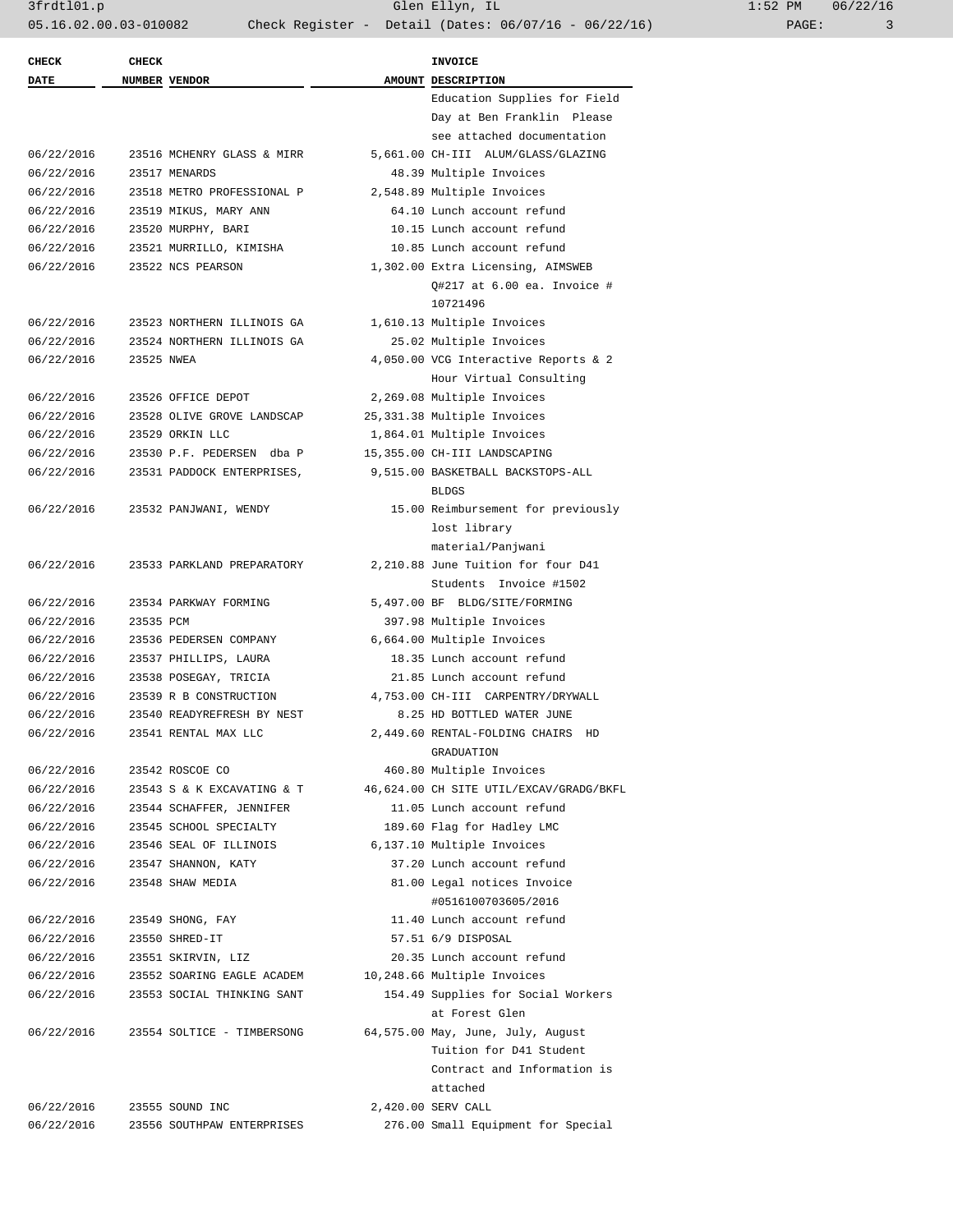| CHECK DATE | CHECK NUMBER | VENDOR | AMOUNT | INVOICE DESCRIPTION |
|---|---|---|---|---|
| | | | | Education Supplies for Field Day at Ben Franklin Please see attached documentation |
| 06/22/2016 | 23516 | MCHENRY GLASS & MIRR | 5,661.00 | CH-III ALUM/GLASS/GLAZING |
| 06/22/2016 | 23517 | MENARDS | 48.39 | Multiple Invoices |
| 06/22/2016 | 23518 | METRO PROFESSIONAL P | 2,548.89 | Multiple Invoices |
| 06/22/2016 | 23519 | MIKUS, MARY ANN | 64.10 | Lunch account refund |
| 06/22/2016 | 23520 | MURPHY, BARI | 10.15 | Lunch account refund |
| 06/22/2016 | 23521 | MURRILLO, KIMISHA | 10.85 | Lunch account refund |
| 06/22/2016 | 23522 | NCS PEARSON | 1,302.00 | Extra Licensing, AIMSWEB Q#217 at 6.00 ea. Invoice # 10721496 |
| 06/22/2016 | 23523 | NORTHERN ILLINOIS GA | 1,610.13 | Multiple Invoices |
| 06/22/2016 | 23524 | NORTHERN ILLINOIS GA | 25.02 | Multiple Invoices |
| 06/22/2016 | 23525 | NWEA | 4,050.00 | VCG Interactive Reports & 2 Hour Virtual Consulting |
| 06/22/2016 | 23526 | OFFICE DEPOT | 2,269.08 | Multiple Invoices |
| 06/22/2016 | 23528 | OLIVE GROVE LANDSCAP | 25,331.38 | Multiple Invoices |
| 06/22/2016 | 23529 | ORKIN LLC | 1,864.01 | Multiple Invoices |
| 06/22/2016 | 23530 | P.F. PEDERSEN dba P | 15,355.00 | CH-III LANDSCAPING |
| 06/22/2016 | 23531 | PADDOCK ENTERPRISES, | 9,515.00 | BASKETBALL BACKSTOPS-ALL BLDGS |
| 06/22/2016 | 23532 | PANJWANI, WENDY | 15.00 | Reimbursement for previously lost library material/Panjwani |
| 06/22/2016 | 23533 | PARKLAND PREPARATORY | 2,210.88 | June Tuition for four D41 Students Invoice #1502 |
| 06/22/2016 | 23534 | PARKWAY FORMING | 5,497.00 | BF BLDG/SITE/FORMING |
| 06/22/2016 | 23535 | PCM | 397.98 | Multiple Invoices |
| 06/22/2016 | 23536 | PEDERSEN COMPANY | 6,664.00 | Multiple Invoices |
| 06/22/2016 | 23537 | PHILLIPS, LAURA | 18.35 | Lunch account refund |
| 06/22/2016 | 23538 | POSEGAY, TRICIA | 21.85 | Lunch account refund |
| 06/22/2016 | 23539 | R B CONSTRUCTION | 4,753.00 | CH-III CARPENTRY/DRYWALL |
| 06/22/2016 | 23540 | READYREFRESH BY NEST | 8.25 | HD BOTTLED WATER JUNE |
| 06/22/2016 | 23541 | RENTAL MAX LLC | 2,449.60 | RENTAL-FOLDING CHAIRS HD GRADUATION |
| 06/22/2016 | 23542 | ROSCOE CO | 460.80 | Multiple Invoices |
| 06/22/2016 | 23543 | S & K EXCAVATING & T | 46,624.00 | CH SITE UTIL/EXCAV/GRADG/BKFL |
| 06/22/2016 | 23544 | SCHAFFER, JENNIFER | 11.05 | Lunch account refund |
| 06/22/2016 | 23545 | SCHOOL SPECIALTY | 189.60 | Flag for Hadley LMC |
| 06/22/2016 | 23546 | SEAL OF ILLINOIS | 6,137.10 | Multiple Invoices |
| 06/22/2016 | 23547 | SHANNON, KATY | 37.20 | Lunch account refund |
| 06/22/2016 | 23548 | SHAW MEDIA | 81.00 | Legal notices Invoice #0516100703605/2016 |
| 06/22/2016 | 23549 | SHONG, FAY | 11.40 | Lunch account refund |
| 06/22/2016 | 23550 | SHRED-IT | 57.51 | 6/9 DISPOSAL |
| 06/22/2016 | 23551 | SKIRVIN, LIZ | 20.35 | Lunch account refund |
| 06/22/2016 | 23552 | SOARING EAGLE ACADEM | 10,248.66 | Multiple Invoices |
| 06/22/2016 | 23553 | SOCIAL THINKING SANT | 154.49 | Supplies for Social Workers at Forest Glen |
| 06/22/2016 | 23554 | SOLTICE - TIMBERSONG | 64,575.00 | May, June, July, August Tuition for D41 Student Contract and Information is attached |
| 06/22/2016 | 23555 | SOUND INC | 2,420.00 | SERV CALL |
| 06/22/2016 | 23556 | SOUTHPAW ENTERPRISES | 276.00 | Small Equipment for Special |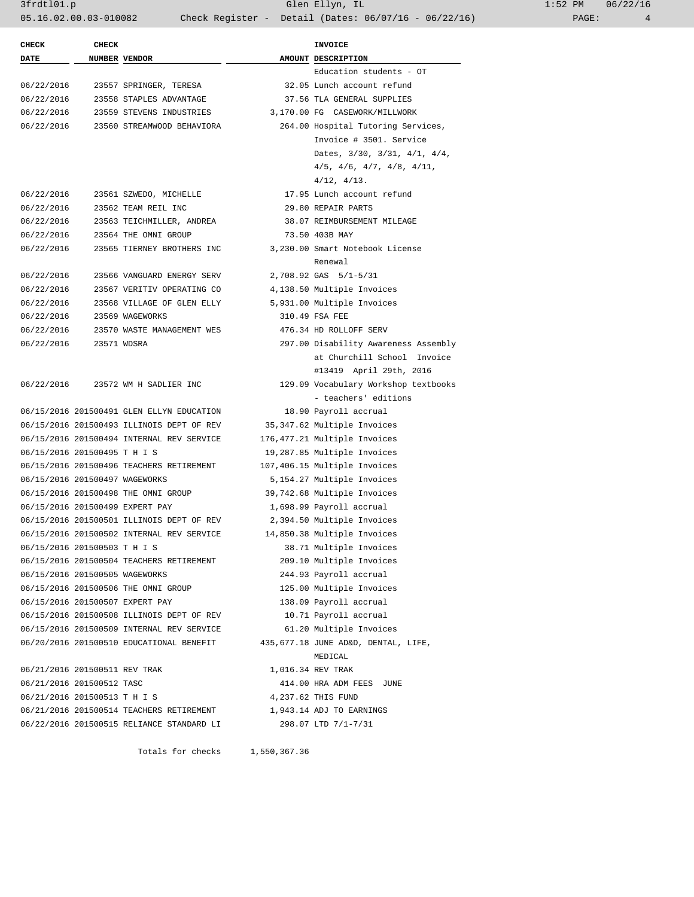| CHECK DATE | CHECK NUMBER | VENDOR | AMOUNT | INVOICE DESCRIPTION |
|---|---|---|---|---|
| | | | | Education students - OT |
| 06/22/2016 | 23557 | SPRINGER, TERESA | 32.05 | Lunch account refund |
| 06/22/2016 | 23558 | STAPLES ADVANTAGE | 37.56 | TLA GENERAL SUPPLIES |
| 06/22/2016 | 23559 | STEVENS INDUSTRIES | 3,170.00 | FG CASEWORK/MILLWORK |
| 06/22/2016 | 23560 | STREAMWOOD BEHAVIORA | 264.00 | Hospital Tutoring Services, Invoice # 3501. Service Dates, 3/30, 3/31, 4/1, 4/4, 4/5, 4/6, 4/7, 4/8, 4/11, 4/12, 4/13. |
| 06/22/2016 | 23561 | SZWEDO, MICHELLE | 17.95 | Lunch account refund |
| 06/22/2016 | 23562 | TEAM REIL INC | 29.80 | REPAIR PARTS |
| 06/22/2016 | 23563 | TEICHMILLER, ANDREA | 38.07 | REIMBURSEMENT MILEAGE |
| 06/22/2016 | 23564 | THE OMNI GROUP | 73.50 | 403B MAY |
| 06/22/2016 | 23565 | TIERNEY BROTHERS INC | 3,230.00 | Smart Notebook License Renewal |
| 06/22/2016 | 23566 | VANGUARD ENERGY SERV | 2,708.92 | GAS 5/1-5/31 |
| 06/22/2016 | 23567 | VERITIV OPERATING CO | 4,138.50 | Multiple Invoices |
| 06/22/2016 | 23568 | VILLAGE OF GLEN ELLY | 5,931.00 | Multiple Invoices |
| 06/22/2016 | 23569 | WAGEWORKS | 310.49 | FSA FEE |
| 06/22/2016 | 23570 | WASTE MANAGEMENT WES | 476.34 | HD ROLLOFF SERV |
| 06/22/2016 | 23571 | WDSRA | 297.00 | Disability Awareness Assembly at Churchill School Invoice #13419 April 29th, 2016 |
| 06/22/2016 | 23572 | WM H SADLIER INC | 129.09 | Vocabulary Workshop textbooks - teachers' editions |
| 06/15/2016 | 201500491 | GLEN ELLYN EDUCATION | 18.90 | Payroll accrual |
| 06/15/2016 | 201500493 | ILLINOIS DEPT OF REV | 35,347.62 | Multiple Invoices |
| 06/15/2016 | 201500494 | INTERNAL REV SERVICE | 176,477.21 | Multiple Invoices |
| 06/15/2016 | 201500495 | T H I S | 19,287.85 | Multiple Invoices |
| 06/15/2016 | 201500496 | TEACHERS RETIREMENT | 107,406.15 | Multiple Invoices |
| 06/15/2016 | 201500497 | WAGEWORKS | 5,154.27 | Multiple Invoices |
| 06/15/2016 | 201500498 | THE OMNI GROUP | 39,742.68 | Multiple Invoices |
| 06/15/2016 | 201500499 | EXPERT PAY | 1,698.99 | Payroll accrual |
| 06/15/2016 | 201500501 | ILLINOIS DEPT OF REV | 2,394.50 | Multiple Invoices |
| 06/15/2016 | 201500502 | INTERNAL REV SERVICE | 14,850.38 | Multiple Invoices |
| 06/15/2016 | 201500503 | T H I S | 38.71 | Multiple Invoices |
| 06/15/2016 | 201500504 | TEACHERS RETIREMENT | 209.10 | Multiple Invoices |
| 06/15/2016 | 201500505 | WAGEWORKS | 244.93 | Payroll accrual |
| 06/15/2016 | 201500506 | THE OMNI GROUP | 125.00 | Multiple Invoices |
| 06/15/2016 | 201500507 | EXPERT PAY | 138.09 | Payroll accrual |
| 06/15/2016 | 201500508 | ILLINOIS DEPT OF REV | 10.71 | Payroll accrual |
| 06/15/2016 | 201500509 | INTERNAL REV SERVICE | 61.20 | Multiple Invoices |
| 06/20/2016 | 201500510 | EDUCATIONAL BENEFIT | 435,677.18 | JUNE AD&D, DENTAL, LIFE, MEDICAL |
| 06/21/2016 | 201500511 | REV TRAK | 1,016.34 | REV TRAK |
| 06/21/2016 | 201500512 | TASC | 414.00 | HRA ADM FEES JUNE |
| 06/21/2016 | 201500513 | T H I S | 4,237.62 | THIS FUND |
| 06/21/2016 | 201500514 | TEACHERS RETIREMENT | 1,943.14 | ADJ TO EARNINGS |
| 06/22/2016 | 201500515 | RELIANCE STANDARD LI | 298.07 | LTD 7/1-7/31 |

Totals for checks 1,550,367.36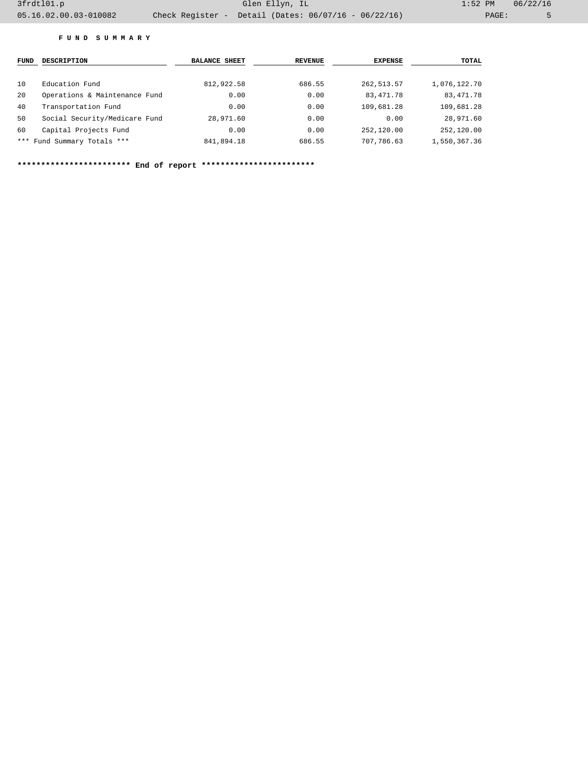**F U N D   S U M M A R Y**

| FUND | DESCRIPTION | BALANCE SHEET | REVENUE | EXPENSE | TOTAL |
|---|---|---|---|---|---|
| 10 | Education Fund | 812,922.58 | 686.55 | 262,513.57 | 1,076,122.70 |
| 20 | Operations & Maintenance Fund | 0.00 | 0.00 | 83,471.78 | 83,471.78 |
| 40 | Transportation Fund | 0.00 | 0.00 | 109,681.28 | 109,681.28 |
| 50 | Social Security/Medicare Fund | 28,971.60 | 0.00 | 0.00 | 28,971.60 |
| 60 | Capital Projects Fund | 0.00 | 0.00 | 252,120.00 | 252,120.00 |
| *** Fund Summary Totals *** | | 841,894.18 | 686.55 | 707,786.63 | 1,550,367.36 |

************************ **End of report** ************************